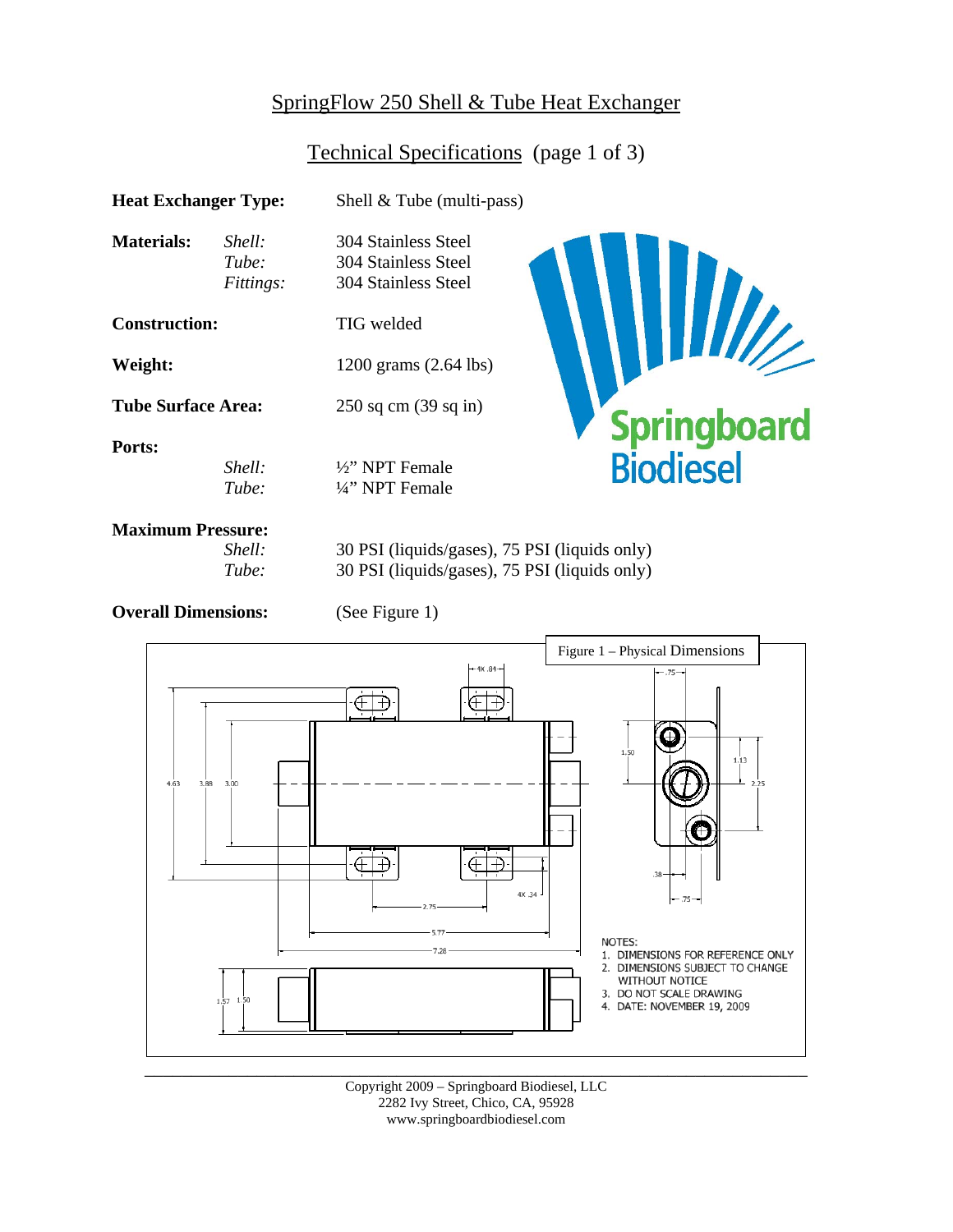# SpringFlow 250 Shell & Tube Heat Exchanger

## Technical Specifications (page 1 of 3)

| | | |
|---|---|---|
| **Heat Exchanger Type:** | | Shell & Tube (multi-pass) |
| **Materials:** | *Shell:* | 304 Stainless Steel |
| | *Tube:* | 304 Stainless Steel |
| | *Fittings:* | 304 Stainless Steel |
| **Construction:** | | TIG welded |
| **Weight:** | | 1200 grams (2.64 lbs) |
| **Tube Surface Area:** | | 250 sq cm (39 sq in) |
| **Ports:** | | |
| | *Shell:* | ½" NPT Female |
| | *Tube:* | ¼" NPT Female |
| **Maximum Pressure:** | | |
| | *Shell:* | 30 PSI (liquids/gases), 75 PSI (liquids only) |
| | *Tube:* | 30 PSI (liquids/gases), 75 PSI (liquids only) |
| **Overall Dimensions:** | | (See Figure 1) |

Figure 1 – Physical Dimensions

NOTES:
1. DIMENSIONS FOR REFERENCE ONLY
2. DIMENSIONS SUBJECT TO CHANGE WITHOUT NOTICE
3. DO NOT SCALE DRAWING
4. DATE: NOVEMBER 19, 2009

Copyright 2009 – Springboard Biodiesel, LLC
2282 Ivy Street, Chico, CA, 95928
www.springboardbiodiesel.com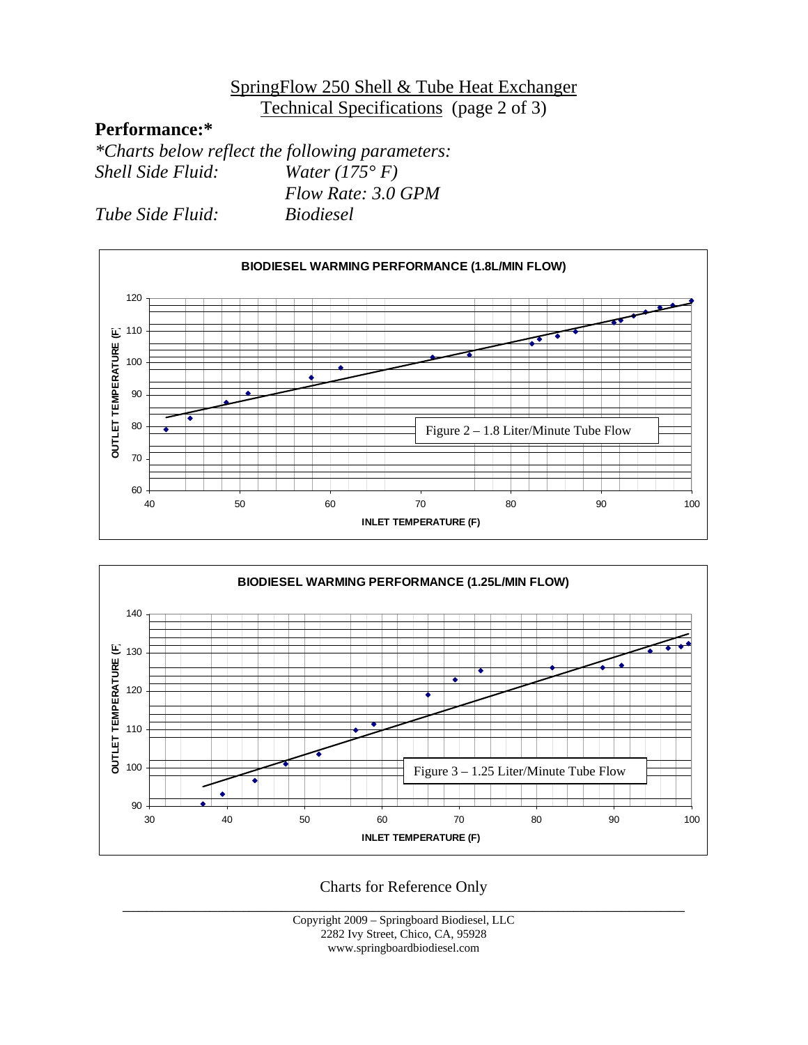SpringFlow 250 Shell & Tube Heat Exchanger

Technical Specifications (page 2 of 3)

## Performance:*

*\*Charts below reflect the following parameters:*

*Shell Side Fluid: Water (175° F)*

*Flow Rate: 3.0 GPM*

*Tube Side Fluid: Biodiesel*

**BIODIESEL WARMING PERFORMANCE (1.8L/MIN FLOW)**

Figure 2 – 1.8 Liter/Minute Tube Flow

**BIODIESEL WARMING PERFORMANCE (1.25L/MIN FLOW)**

Figure 3 – 1.25 Liter/Minute Tube Flow

Charts for Reference Only

Copyright 2009 – Springboard Biodiesel, LLC
2282 Ivy Street, Chico, CA, 95928
www.springboardbiodiesel.com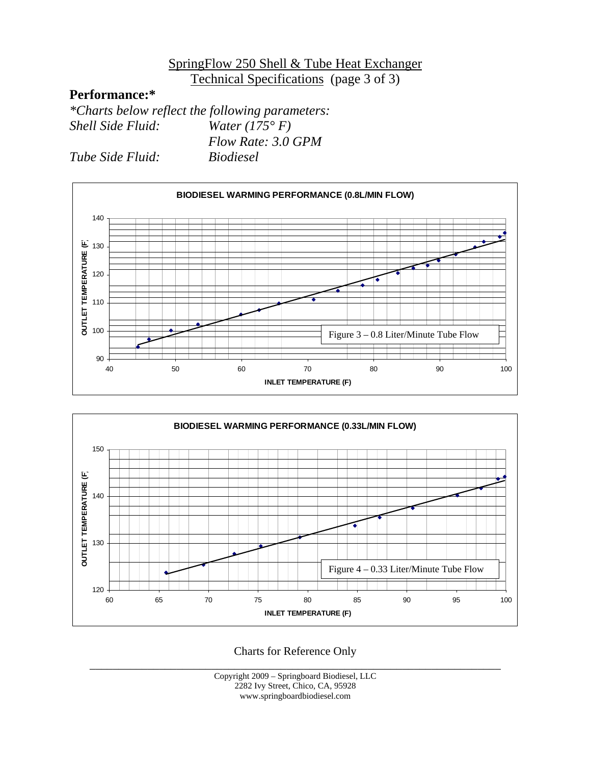SpringFlow 250 Shell & Tube Heat Exchanger
Technical Specifications (page 3 of 3)

## Performance:*

*\*Charts below reflect the following parameters:*

*Shell Side Fluid:* *Water (175° F)*
*Flow Rate: 3.0 GPM*

*Tube Side Fluid:* *Biodiesel*

BIODIESEL WARMING PERFORMANCE (0.8L/MIN FLOW)

OUTLET TEMPERATURE (F)

140
130
120
110
100
90

40 50 60 70 80 90 100

INLET TEMPERATURE (F)

Figure 3 – 0.8 Liter/Minute Tube Flow

BIODIESEL WARMING PERFORMANCE (0.33L/MIN FLOW)

OUTLET TEMPERATURE (F)

150
140
130
120

60 65 70 75 80 85 90 95 100

INLET TEMPERATURE (F)

Figure 4 – 0.33 Liter/Minute Tube Flow

Charts for Reference Only

Copyright 2009 – Springboard Biodiesel, LLC
2282 Ivy Street, Chico, CA, 95928
www.springboardbiodiesel.com